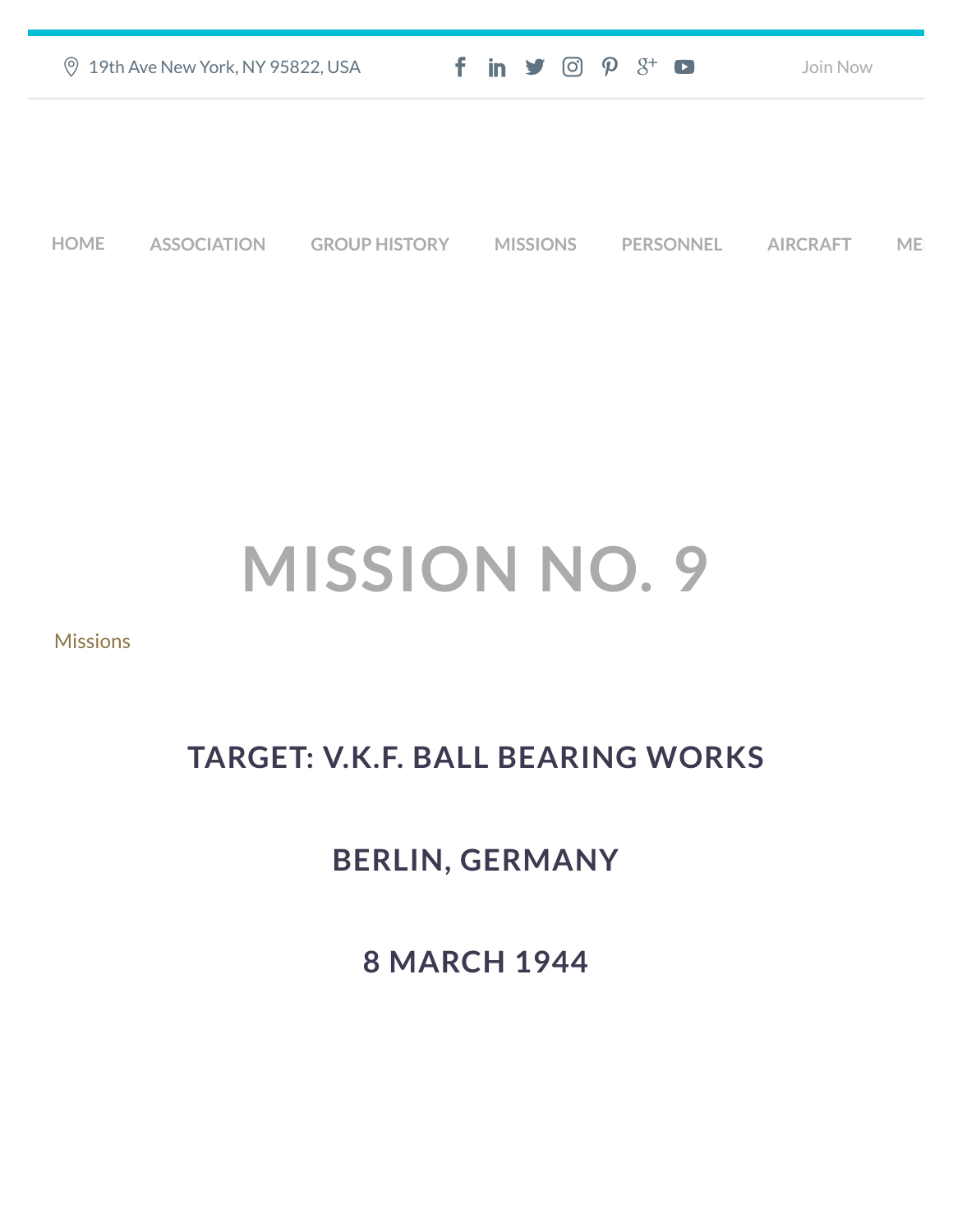19th Ave New York, NY 95822, USA

Join Now

HOME ASSOCIATION GROUP HISTORY MISSIONS PERSONNEL AIRCRAFT ME

# MISSION NO. 9

Missions

## TARGET: V.K.F. BALL BEARING WORKS

## BERLIN, GERMANY

## 8 MARCH 1944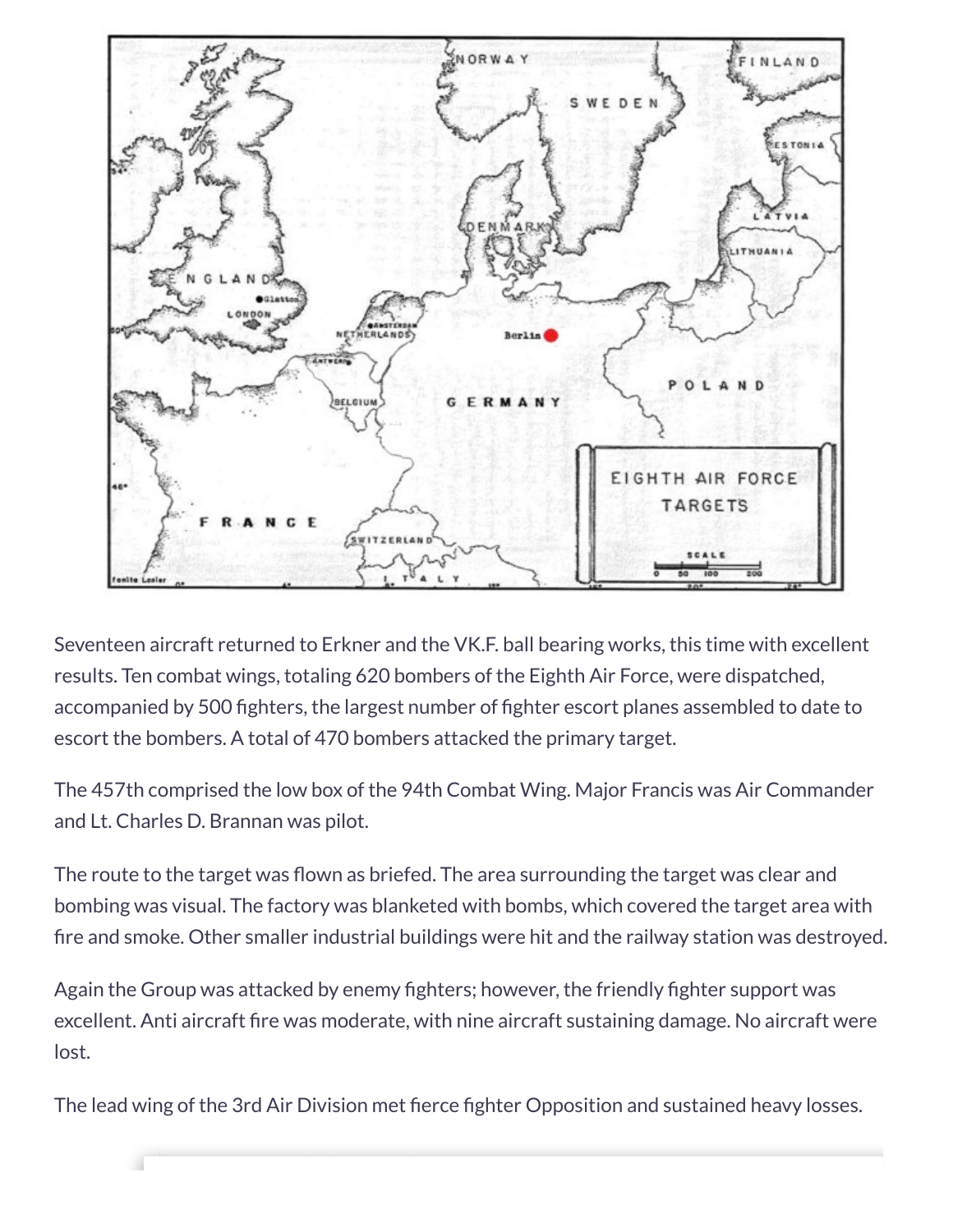Seventeen aircraft returned to Erkner and the VK.F. ball bearing works, this time with excellent results. Ten combat wings, totaling 620 bombers of the Eighth Air Force, were dispatched, accompanied by 500 fighters, the largest number of fighter escort planes assembled to date to escort the bombers. A total of 470 bombers attacked the primary target.

The 457th comprised the low box of the 94th Combat Wing. Major Francis was Air Commander and Lt. Charles D. Brannan was pilot.

The route to the target was flown as briefed. The area surrounding the target was clear and bombing was visual. The factory was blanketed with bombs, which covered the target area with fire and smoke. Other smaller industrial buildings were hit and the railway station was destroyed.

Again the Group was attacked by enemy fighters; however, the friendly fighter support was excellent. Anti aircraft fire was moderate, with nine aircraft sustaining damage. No aircraft were lost.

The lead wing of the 3rd Air Division met fierce fighter Opposition and sustained heavy losses.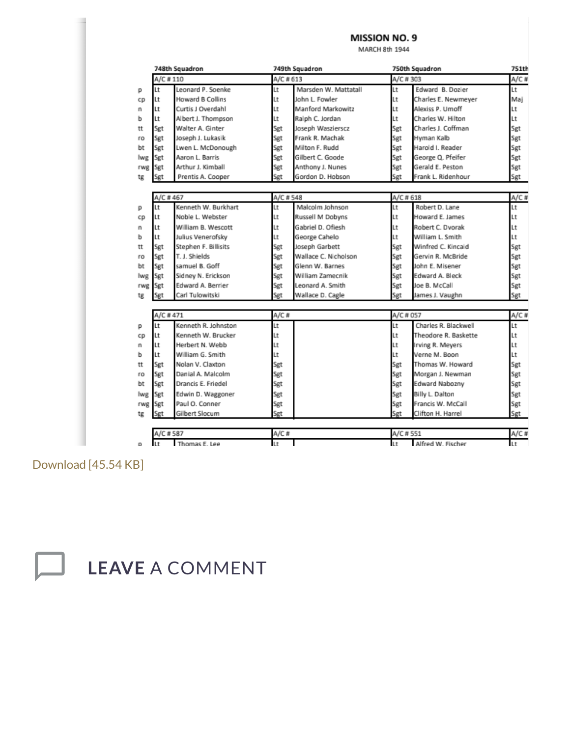## MISSION NO. 9

MARCH 8th 1944

| | 748th Squadron | | 749th Squadron | | 750th Squadron | | 751th |
|---|---|---|---|---|---|---|---|
| | A/C # 110 | | A/C # 613 | | A/C # 303 | | A/C # |
| p | Lt | Leonard P. Soenke | Lt | Marsden W. Mattatall | Lt | Edward B. Dozier | Lt |
| cp | Lt | Howard B Collins | Lt | John L. Fowler | Lt | Charles E. Newmeyer | Maj |
| n | Lt | Curtis J Overdahl | Lt | Manford Markowitz | Lt | Alexiss P. Umoff | Lt |
| b | Lt | Albert J. Thompson | Lt | Ralph C. Jordan | Lt | Charles W. Hilton | Lt |
| tt | Sgt | Walter A. Ginter | Sgt | Joseph Wasziersc z | Sgt | Charles J. Coffman | Sgt |
| ro | Sgt | Joseph J. Lukasik | Sgt | Frank R. Machak | Sgt | Hyman Kalb | Sgt |
| bt | Sgt | Lwen L. McDonough | Sgt | Milton F. Rudd | Sgt | Harold I. Reader | Sgt |
| lwg | Sgt | Aaron L. Barris | Sgt | Gilbert C. Goode | Sgt | George Q. Pfeifer | Sgt |
| rwg | Sgt | Arthur J. Kimball | Sgt | Anthony J. Nunes | Sgt | Gerald E. Peston | Sgt |
| tg | Sgt | Prentis A. Cooper | Sgt | Gordon D. Hobson | Sgt | Frank L. Ridenhour | Sgt |
| | A/C # 467 | | A/C # 548 | | A/C # 618 | | A/C # |
| p | Lt | Kenneth W. Burkhart | Lt | Malcolm Johnson | Lt | Robert D. Lane | Lt |
| cp | Lt | Noble L. Webster | Lt | Russell M Dobyns | Lt | Howard E. James | Lt |
| n | Lt | William B. Wescott | Lt | Gabriel D. Ofiesh | Lt | Robert C. Dvorak | Lt |
| b | Lt | Julius Venerofsky | Lt | George Cahelo | Lt | William L. Smith | Lt |
| tt | Sgt | Stephen F. Billisits | Sgt | Joseph Garbett | Sgt | Winfred C. Kincaid | Sgt |
| ro | Sgt | T. J. Shields | Sgt | Wallace C. Nicholson | Sgt | Gervin R. McBride | Sgt |
| bt | Sgt | samuel B. Goff | Sgt | Glenn W. Barnes | Sgt | John E. Misener | Sgt |
| lwg | Sgt | Sidney N. Erickson | Sgt | William Zamecnik | Sgt | Edward A. Bleck | Sgt |
| rwg | Sgt | Edward A. Berrier | Sgt | Leonard A. Smith | Sgt | Joe B. McCall | Sgt |
| tg | Sgt | Carl Tulowitski | Sgt | Wallace D. Cagle | Sgt | James J. Vaughn | Sgt |
| | A/C # 471 | | A/C # | | A/C # 057 | | A/C # |
| p | Lt | Kenneth R. Johnston | Lt | | Lt | Charles R. Blackwell | Lt |
| cp | Lt | Kenneth W. Brucker | Lt | | Lt | Theodore R. Baskette | Lt |
| n | Lt | Herbert N. Webb | Lt | | Lt | Irving R. Meyers | Lt |
| b | Lt | William G. Smith | Lt | | Lt | Verne M. Boon | Lt |
| tt | Sgt | Nolan V. Claxton | Sgt | | Sgt | Thomas W. Howard | Sgt |
| ro | Sgt | Danial A. Malcolm | Sgt | | Sgt | Morgan J. Newman | Sgt |
| bt | Sgt | Drancis E. Friedel | Sgt | | Sgt | Edward Nabozny | Sgt |
| lwg | Sgt | Edwin D. Waggoner | Sgt | | Sgt | Billy L. Dalton | Sgt |
| rwg | Sgt | Paul O. Conner | Sgt | | Sgt | Francis W. McCall | Sgt |
| tg | Sgt | Gilbert Slocum | Sgt | | Sgt | Clifton H. Harrel | Sgt |
| | A/C # 587 | | A/C # | | A/C # 551 | | A/C # |
| p | Lt | Thomas E. Lee | Lt | | Lt | Alfred W. Fischer | Lt |

Download [45.54 KB]

LEAVE A COMMENT